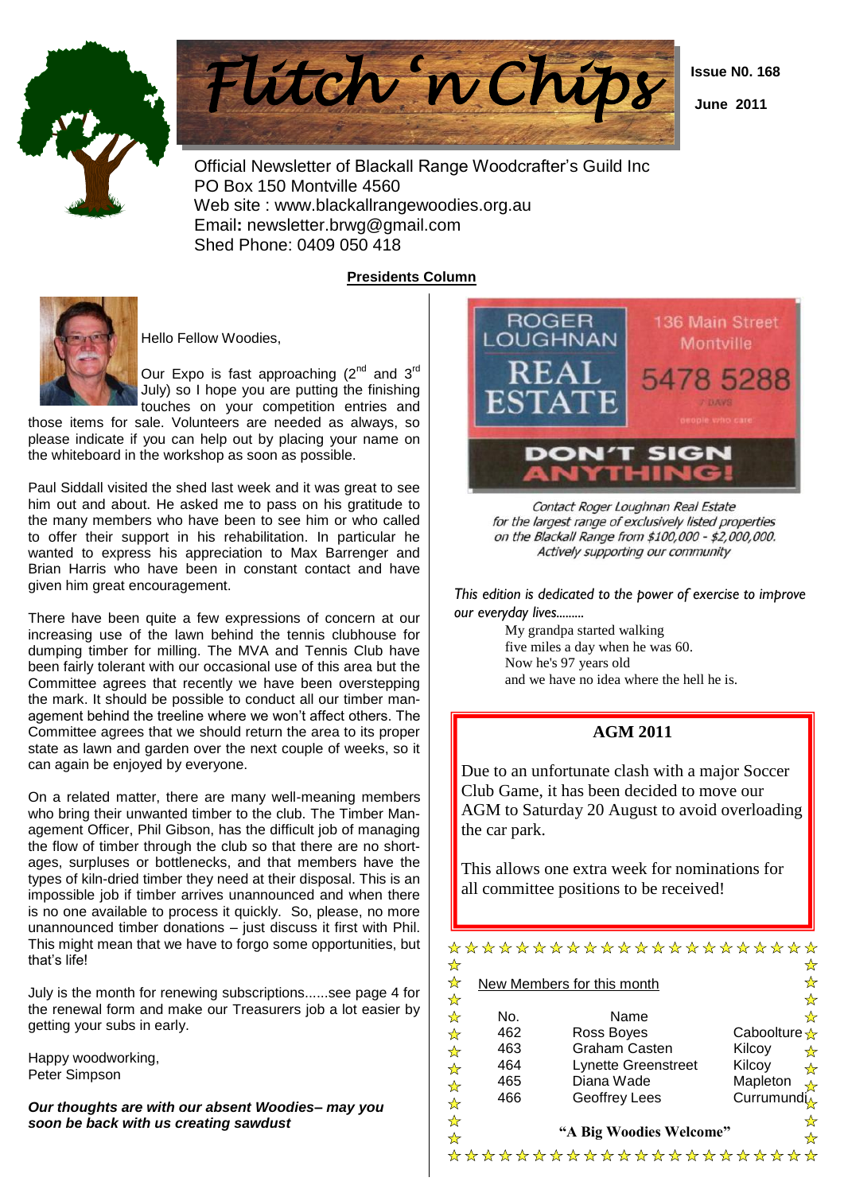# Flitch 'n Chips

**Issue N0. 168**

**June 2011**

Official Newsletter of Blackall Range Woodcrafter's Guild Inc
PO Box 150 Montville 4560
Web site : www.blackallrangewoodies.org.au
Email: newsletter.brwg@gmail.com
Shed Phone: 0409 050 418

## Presidents Column

Hello Fellow Woodies,

Our Expo is fast approaching (2nd and 3rd July) so I hope you are putting the finishing touches on your competition entries and those items for sale. Volunteers are needed as always, so please indicate if you can help out by placing your name on the whiteboard in the workshop as soon as possible.

Paul Siddall visited the shed last week and it was great to see him out and about. He asked me to pass on his gratitude to the many members who have been to see him or who called to offer their support in his rehabilitation. In particular he wanted to express his appreciation to Max Barrenger and Brian Harris who have been in constant contact and have given him great encouragement.

There have been quite a few expressions of concern at our increasing use of the lawn behind the tennis clubhouse for dumping timber for milling. The MVA and Tennis Club have been fairly tolerant with our occasional use of this area but the Committee agrees that recently we have been overstepping the mark. It should be possible to conduct all our timber management behind the treeline where we won't affect others. The Committee agrees that we should return the area to its proper state as lawn and garden over the next couple of weeks, so it can again be enjoyed by everyone.

On a related matter, there are many well-meaning members who bring their unwanted timber to the club. The Timber Management Officer, Phil Gibson, has the difficult job of managing the flow of timber through the club so that there are no shortages, surpluses or bottlenecks, and that members have the types of kiln-dried timber they need at their disposal. This is an impossible job if timber arrives unannounced and when there is no one available to process it quickly. So, please, no more unannounced timber donations – just discuss it first with Phil. This might mean that we have to forgo some opportunities, but that's life!

July is the month for renewing subscriptions......see page 4 for the renewal form and make our Treasurers job a lot easier by getting your subs in early.

Happy woodworking,
Peter Simpson

***Our thoughts are with our absent Woodies– may you soon be back with us creating sawdust***

ROGER LOUGHNAN REAL ESTATE
136 Main Street Montville
5478 5288
7 DAYS
people who care
DON'T SIGN ANYTHING!

*Contact Roger Loughnan Real Estate for the largest range of exclusively listed properties on the Blackall Range from $100,000 - $2,000,000. Actively supporting our community*

*This edition is dedicated to the power of exercise to improve our everyday lives.........*

My grandpa started walking
five miles a day when he was 60.
Now he's 97 years old
and we have no idea where the hell he is.

### AGM 2011

Due to an unfortunate clash with a major Soccer Club Game, it has been decided to move our AGM to Saturday 20 August to avoid overloading the car park.

This allows one extra week for nominations for all committee positions to be received!

### New Members for this month

| No. | Name | |
|---|---|---|
| 462 | Ross Boyes | Caboolture |
| 463 | Graham Casten | Kilcoy |
| 464 | Lynette Greenstreet | Kilcoy |
| 465 | Diana Wade | Mapleton |
| 466 | Geoffrey Lees | Currumundi |

**"A Big Woodies Welcome"**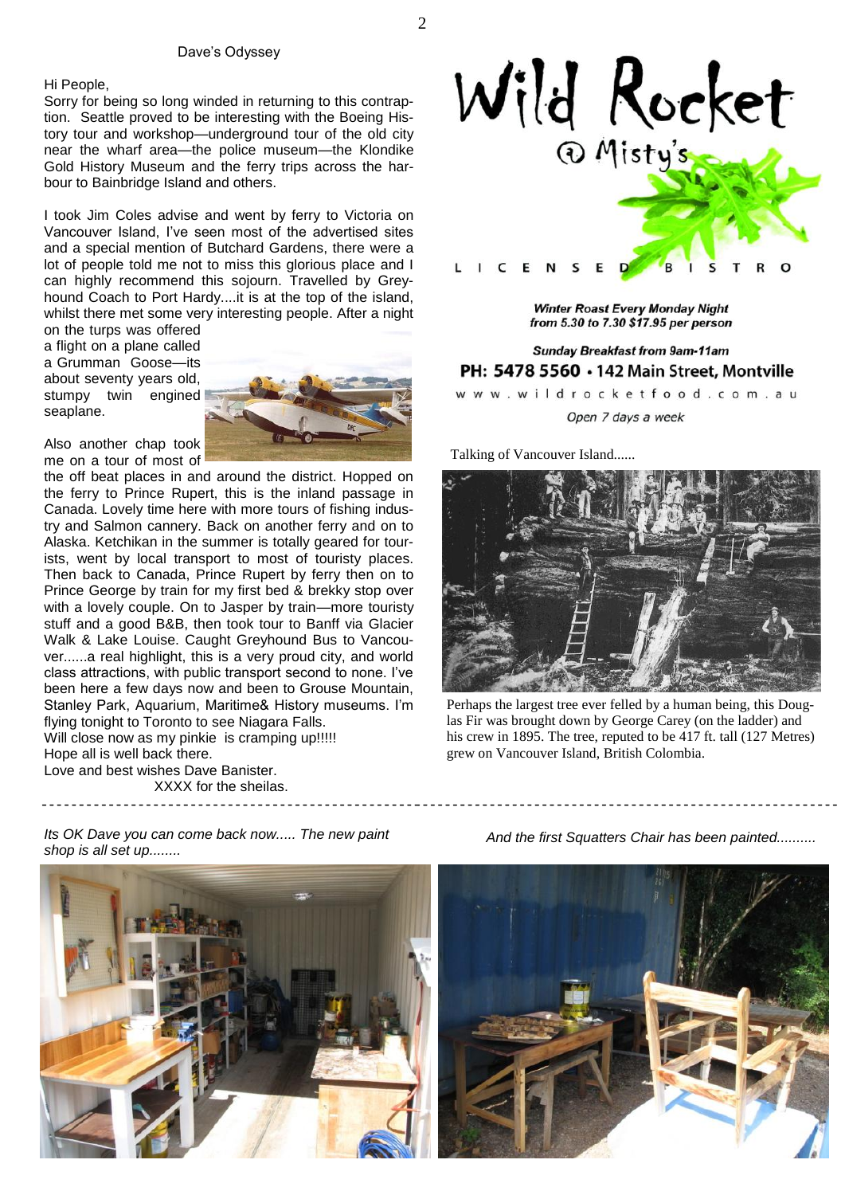## Dave's Odyssey

Hi People,

Sorry for being so long winded in returning to this contraption. Seattle proved to be interesting with the Boeing History tour and workshop—underground tour of the old city near the wharf area—the police museum—the Klondike Gold History Museum and the ferry trips across the harbour to Bainbridge Island and others.

I took Jim Coles advise and went by ferry to Victoria on Vancouver Island, I've seen most of the advertised sites and a special mention of Butchard Gardens, there were a lot of people told me not to miss this glorious place and I can highly recommend this sojourn. Travelled by Greyhound Coach to Port Hardy....it is at the top of the island, whilst there met some very interesting people. After a night on the turps was offered a flight on a plane called a Grumman Goose—its about seventy years old, stumpy twin engined seaplane.

Also another chap took me on a tour of most of the off beat places in and around the district. Hopped on the ferry to Prince Rupert, this is the inland passage in Canada. Lovely time here with more tours of fishing industry and Salmon cannery. Back on another ferry and on to Alaska. Ketchikan in the summer is totally geared for tourists, went by local transport to most of touristy places. Then back to Canada, Prince Rupert by ferry then on to Prince George by train for my first bed & brekky stop over with a lovely couple. On to Jasper by train—more touristy stuff and a good B&B, then took tour to Banff via Glacier Walk & Lake Louise. Caught Greyhound Bus to Vancouver......a real highlight, this is a very proud city, and world class attractions, with public transport second to none. I've been here a few days now and been to Grouse Mountain, Stanley Park, Aquarium, Maritime& History museums. I'm flying tonight to Toronto to see Niagara Falls.

Will close now as my pinkie is cramping up!!!!!

Hope all is well back there.

Love and best wishes Dave Banister.

XXXX for the sheilas.

# Wild Rocket @ Misty's

L I C E N S E D B I S T R O

***Winter Roast Every Monday Night from 5.30 to 7.30 $17.95 per person***

***Sunday Breakfast from 9am-11am***

**PH: 5478 5560 • 142 Main Street, Montville**

www.wildrocketfood.com.au

*Open 7 days a week*

Talking of Vancouver Island......

Perhaps the largest tree ever felled by a human being, this Douglas Fir was brought down by George Carey (on the ladder) and his crew in 1895. The tree, reputed to be 417 ft. tall (127 Metres) grew on Vancouver Island, British Colombia.

*Its OK Dave you can come back now..... The new paint shop is all set up........*

*And the first Squatters Chair has been painted..........*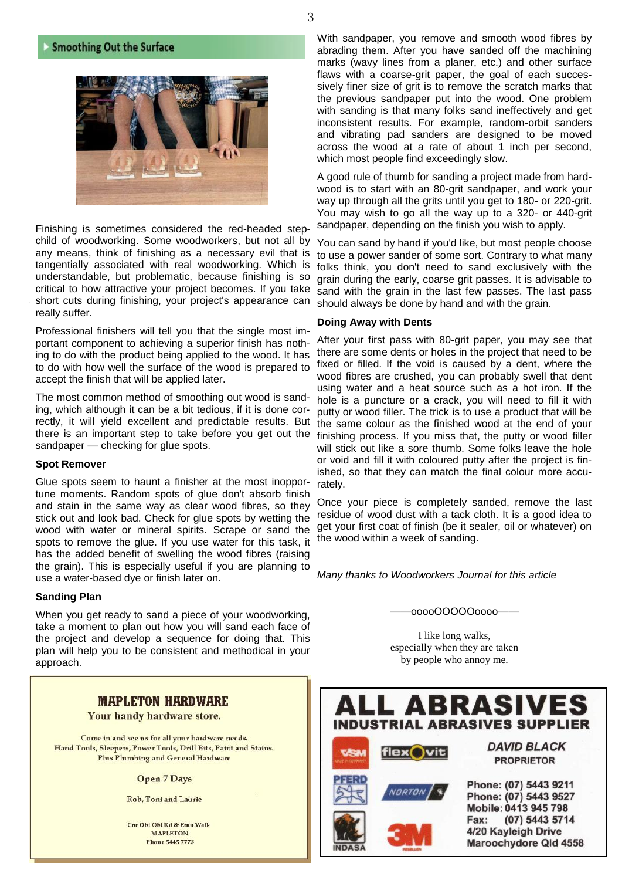## Smoothing Out the Surface

Finishing is sometimes considered the red-headed stepchild of woodworking. Some woodworkers, but not all by any means, think of finishing as a necessary evil that is tangentially associated with real woodworking. Which is understandable, but problematic, because finishing is so critical to how attractive your project becomes. If you take short cuts during finishing, your project's appearance can really suffer.

Professional finishers will tell you that the single most important component to achieving a superior finish has nothing to do with the product being applied to the wood. It has to do with how well the surface of the wood is prepared to accept the finish that will be applied later.

The most common method of smoothing out wood is sanding, which although it can be a bit tedious, if it is done correctly, it will yield excellent and predictable results. But there is an important step to take before you get out the sandpaper — checking for glue spots.

### Spot Remover

Glue spots seem to haunt a finisher at the most inopportune moments. Random spots of glue don't absorb finish and stain in the same way as clear wood fibres, so they stick out and look bad. Check for glue spots by wetting the wood with water or mineral spirits. Scrape or sand the spots to remove the glue. If you use water for this task, it has the added benefit of swelling the wood fibres (raising the grain). This is especially useful if you are planning to use a water-based dye or finish later on.

### Sanding Plan

When you get ready to sand a piece of your woodworking, take a moment to plan out how you will sand each face of the project and develop a sequence for doing that. This plan will help you to be consistent and methodical in your approach.

With sandpaper, you remove and smooth wood fibres by abrading them. After you have sanded off the machining marks (wavy lines from a planer, etc.) and other surface flaws with a coarse-grit paper, the goal of each successively finer size of grit is to remove the scratch marks that the previous sandpaper put into the wood. One problem with sanding is that many folks sand ineffectively and get inconsistent results. For example, random-orbit sanders and vibrating pad sanders are designed to be moved across the wood at a rate of about 1 inch per second, which most people find exceedingly slow.

A good rule of thumb for sanding a project made from hardwood is to start with an 80-grit sandpaper, and work your way up through all the grits until you get to 180- or 220-grit. You may wish to go all the way up to a 320- or 440-grit sandpaper, depending on the finish you wish to apply.

You can sand by hand if you'd like, but most people choose to use a power sander of some sort. Contrary to what many folks think, you don't need to sand exclusively with the grain during the early, coarse grit passes. It is advisable to sand with the grain in the last few passes. The last pass should always be done by hand and with the grain.

### Doing Away with Dents

After your first pass with 80-grit paper, you may see that there are some dents or holes in the project that need to be fixed or filled. If the void is caused by a dent, where the wood fibres are crushed, you can probably swell that dent using water and a heat source such as a hot iron. If the hole is a puncture or a crack, you will need to fill it with putty or wood filler. The trick is to use a product that will be the same colour as the finished wood at the end of your finishing process. If you miss that, the putty or wood filler will stick out like a sore thumb. Some folks leave the hole or void and fill it with coloured putty after the project is finished, so that they can match the final colour more accurately.

Once your piece is completely sanded, remove the last residue of wood dust with a tack cloth. It is a good idea to get your first coat of finish (be it sealer, oil or whatever) on the wood within a week of sanding.

*Many thanks to Woodworkers Journal for this article*

——ooooOOOOOoooo——

I like long walks,
especially when they are taken
by people who annoy me.

**MAPLETON HARDWARE**
Your handy hardware store.

Come in and see us for all your hardware needs.
Hand Tools, Sleepers, Power Tools, Drill Bits, Paint and Stains.
Plus Plumbing and General Hardware

Open 7 Days

Rob, Toni and Laurie

Cnr Obi Obi Rd & Emu Walk
MAPLETON
Phone 5445 7773

**ALL ABRASIVES**
**INDUSTRIAL ABRASIVES SUPPLIER**

VSM · flexovit · PFERD · NORTON · INDASA · 3M

*DAVID BLACK*
PROPRIETOR

Phone: (07) 5443 9211
Phone: (07) 5443 9527
Mobile: 0413 945 798
Fax: (07) 5443 5714
4/20 Kayleigh Drive
Maroochydore Qld 4558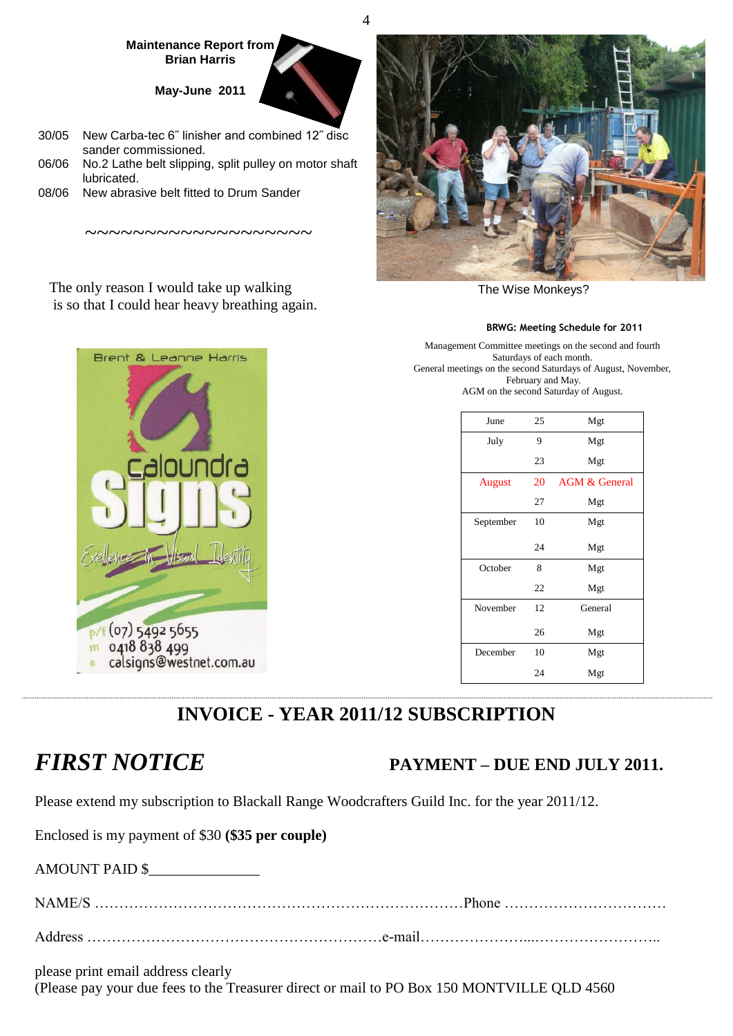**Maintenance Report from Brian Harris**

**May-June 2011**

30/05 New Carba-tec 6″ linisher and combined 12″ disc sander commissioned.
06/06 No.2 Lathe belt slipping, split pulley on motor shaft lubricated.
08/06 New abrasive belt fitted to Drum Sander

~~~~~~~~~~~~~~~~~~~~

The only reason I would take up walking is so that I could hear heavy breathing again.

Brent & Leanne Harris

caloundra Signs

Excellence in Visual Identity

p/f (07) 5492 5655
m 0418 838 499
e calsigns@westnet.com.au

The Wise Monkeys?

**BRWG: Meeting Schedule for 2011**

Management Committee meetings on the second and fourth Saturdays of each month.
General meetings on the second Saturdays of August, November, February and May.
AGM on the second Saturday of August.

| Month | Day | Meeting |
|---|---|---|
| June | 25 | Mgt |
| July | 9 | Mgt |
| | 23 | Mgt |
| August | 20 | AGM & General |
| | 27 | Mgt |
| September | 10 | Mgt |
| | 24 | Mgt |
| October | 8 | Mgt |
| | 22 | Mgt |
| November | 12 | General |
| | 26 | Mgt |
| December | 10 | Mgt |
| | 24 | Mgt |

## INVOICE - YEAR 2011/12 SUBSCRIPTION

***FIRST NOTICE*** **PAYMENT – DUE END JULY 2011.**

Please extend my subscription to Blackall Range Woodcrafters Guild Inc. for the year 2011/12.

Enclosed is my payment of $30 **($35 per couple)**

AMOUNT PAID $______________

NAME/S ……………………………………………………………………Phone ……………………………

Address ……………………………………………………e-mail…………………...……………………..

please print email address clearly
(Please pay your due fees to the Treasurer direct or mail to PO Box 150 MONTVILLE QLD 4560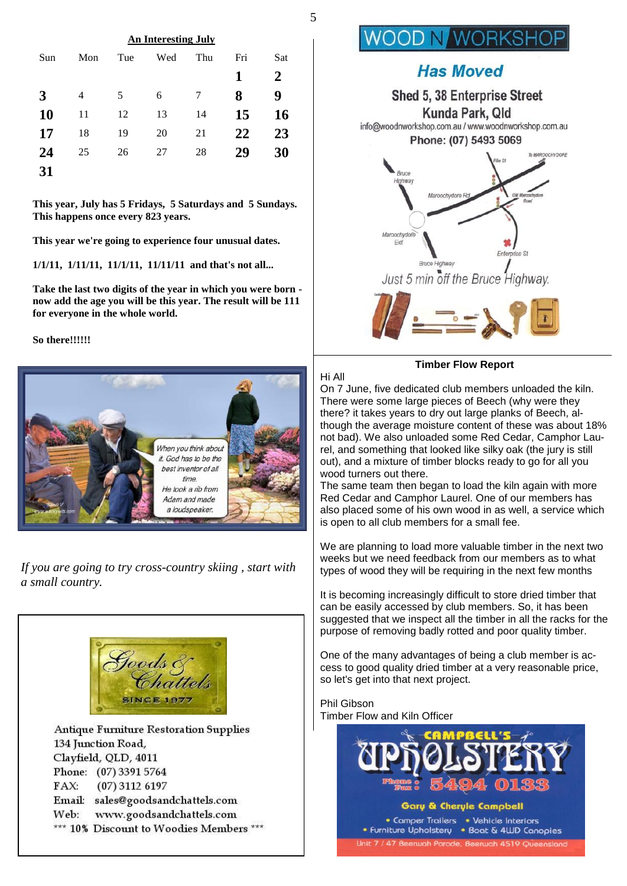**An Interesting July**

| Sun | Mon | Tue | Wed | Thu | Fri | Sat |
|---|---|---|---|---|---|---|
| | | | | | **1** | **2** |
| **3** | 4 | 5 | 6 | 7 | **8** | **9** |
| **10** | 11 | 12 | 13 | 14 | **15** | **16** |
| **17** | 18 | 19 | 20 | 21 | **22** | **23** |
| **24** | 25 | 26 | 27 | 28 | **29** | **30** |
| **31** | | | | | | |

**This year, July has 5 Fridays, 5 Saturdays and 5 Sundays. This happens once every 823 years.**

**This year we're going to experience four unusual dates.**

**1/1/11, 1/11/11, 11/1/11, 11/11/11 and that's not all...**

**Take the last two digits of the year in which you were born - now add the age you will be this year. The result will be 111 for everyone in the whole world.**

**So there!!!!!!**

When you think about it. God has to be the best inventor of all time. He took a rib from Adam and made a loudspeaker.

*If you are going to try cross-country skiing , start with a small country.*

Goods & Chattels
SINCE 1977

Antique Furniture Restoration Supplies
134 Junction Road,
Clayfield, QLD, 4011
Phone: (07) 3391 5764
FAX: (07) 3112 6197
Email: sales@goodsandchattels.com
Web: www.goodsandchattels.com
*** 10% Discount to Woodies Members ***

WOOD N WORKSHOP

**Has Moved**

**Shed 5, 38 Enterprise Street**
**Kunda Park, Qld**
info@woodnworkshop.com.au / www.woodnworkshop.com.au
**Phone: (07) 5493 5069**

Just 5 min off the Bruce Highway.

**Timber Flow Report**

Hi All
On 7 June, five dedicated club members unloaded the kiln. There were some large pieces of Beech (why were they there? it takes years to dry out large planks of Beech, although the average moisture content of these was about 18% not bad). We also unloaded some Red Cedar, Camphor Laurel, and something that looked like silky oak (the jury is still out), and a mixture of timber blocks ready to go for all you wood turners out there.
The same team then began to load the kiln again with more Red Cedar and Camphor Laurel. One of our members has also placed some of his own wood in as well, a service which is open to all club members for a small fee.

We are planning to load more valuable timber in the next two weeks but we need feedback from our members as to what types of wood they will be requiring in the next few months

It is becoming increasingly difficult to store dried timber that can be easily accessed by club members. So, it has been suggested that we inspect all the timber in all the racks for the purpose of removing badly rotted and poor quality timber.

One of the many advantages of being a club member is access to good quality dried timber at a very reasonable price, so let's get into that next project.

Phil Gibson
Timber Flow and Kiln Officer

CAMPBELL'S UPHOLSTERY
Phone / Fax: 5494 0133
Gary & Cheryle Campbell
• Camper Trailers • Vehicle Interiors
• Furniture Upholstery • Boat & 4WD Canopies
Unit 7 / 47 Beerwah Parade, Beerwah 4519 Queensland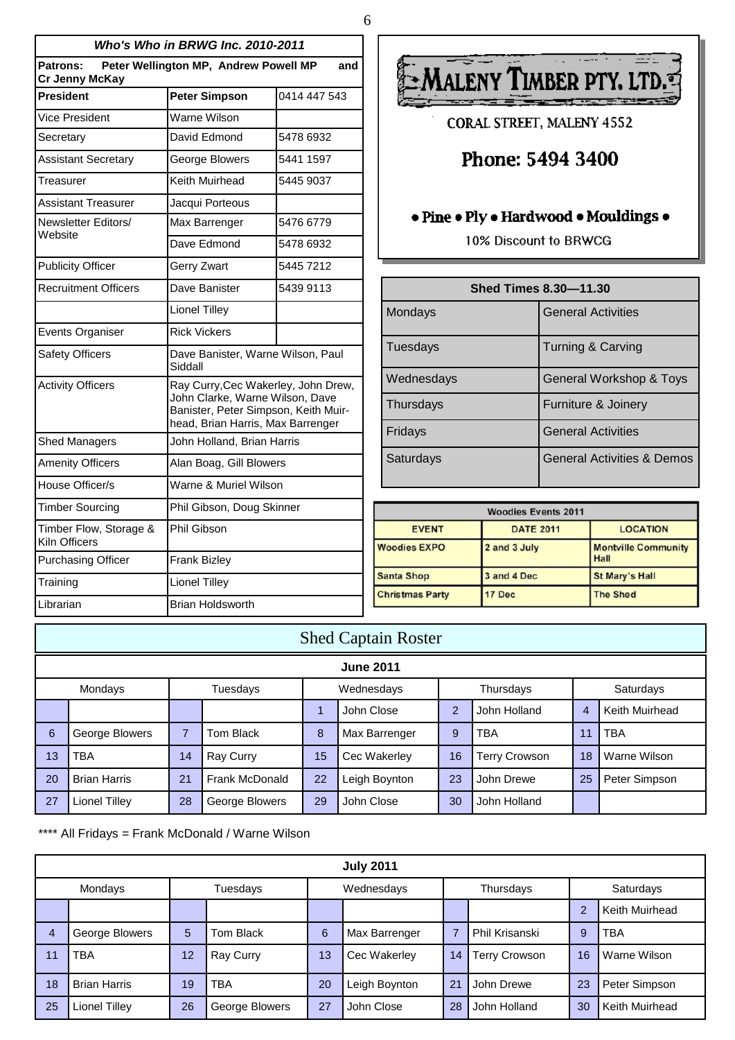## *Who's Who in BRWG Inc. 2010-2011*

**Patrons: Peter Wellington MP, Andrew Powell MP and Cr Jenny McKay**

| | | |
|---|---|---|
| **President** | **Peter Simpson** | 0414 447 543 |
| Vice President | Warne Wilson | |
| Secretary | David Edmond | 5478 6932 |
| Assistant Secretary | George Blowers | 5441 1597 |
| Treasurer | Keith Muirhead | 5445 9037 |
| Assistant Treasurer | Jacqui Porteous | |
| Newsletter Editors/ Website | Max Barrenger | 5476 6779 |
| | Dave Edmond | 5478 6932 |
| Publicity Officer | Gerry Zwart | 5445 7212 |
| Recruitment Officers | Dave Banister | 5439 9113 |
| | Lionel Tilley | |
| Events Organiser | Rick Vickers | |
| Safety Officers | Dave Banister, Warne Wilson, Paul Siddall | |
| Activity Officers | Ray Curry, Cec Wakerley, John Drew, John Clarke, Warne Wilson, Dave Banister, Peter Simpson, Keith Muirhead, Brian Harris, Max Barrenger | |
| Shed Managers | John Holland, Brian Harris | |
| Amenity Officers | Alan Boag, Gill Blowers | |
| House Officer/s | Warne & Muriel Wilson | |
| Timber Sourcing | Phil Gibson, Doug Skinner | |
| Timber Flow, Storage & Kiln Officers | Phil Gibson | |
| Purchasing Officer | Frank Bizley | |
| Training | Lionel Tilley | |
| Librarian | Brian Holdsworth | |

**MALENY TIMBER PTY. LTD.**

CORAL STREET, MALENY 4552

**Phone: 5494 3400**

**• Pine • Ply • Hardwood • Mouldings •**

10% Discount to BRWCG

| Shed Times 8.30—11.30 | |
|---|---|
| Mondays | General Activities |
| Tuesdays | Turning & Carving |
| Wednesdays | General Workshop & Toys |
| Thursdays | Furniture & Joinery |
| Fridays | General Activities |
| Saturdays | General Activities & Demos |

| Woodies Events 2011 | | |
|---|---|---|
| **EVENT** | **DATE 2011** | **LOCATION** |
| **Woodies EXPO** | 2 and 3 July | **Montville Community Hall** |
| **Santa Shop** | 3 and 4 Dec | **St Mary's Hall** |
| **Christmas Party** | 17 Dec | **The Shed** |

## Shed Captain Roster

**June 2011**

| Mondays | | Tuesdays | | Wednesdays | | Thursdays | | Saturdays | |
|---|---|---|---|---|---|---|---|---|---|
| | | | | 1 | John Close | 2 | John Holland | 4 | Keith Muirhead |
| 6 | George Blowers | 7 | Tom Black | 8 | Max Barrenger | 9 | TBA | 11 | TBA |
| 13 | TBA | 14 | Ray Curry | 15 | Cec Wakerley | 16 | Terry Crowson | 18 | Warne Wilson |
| 20 | Brian Harris | 21 | Frank McDonald | 22 | Leigh Boynton | 23 | John Drewe | 25 | Peter Simpson |
| 27 | Lionel Tilley | 28 | George Blowers | 29 | John Close | 30 | John Holland | | |

**** All Fridays = Frank McDonald / Warne Wilson

**July 2011**

| Mondays | | Tuesdays | | Wednesdays | | Thursdays | | Saturdays | |
|---|---|---|---|---|---|---|---|---|---|
| | | | | | | | | 2 | Keith Muirhead |
| 4 | George Blowers | 5 | Tom Black | 6 | Max Barrenger | 7 | Phil Krisanski | 9 | TBA |
| 11 | TBA | 12 | Ray Curry | 13 | Cec Wakerley | 14 | Terry Crowson | 16 | Warne Wilson |
| 18 | Brian Harris | 19 | TBA | 20 | Leigh Boynton | 21 | John Drewe | 23 | Peter Simpson |
| 25 | Lionel Tilley | 26 | George Blowers | 27 | John Close | 28 | John Holland | 30 | Keith Muirhead |